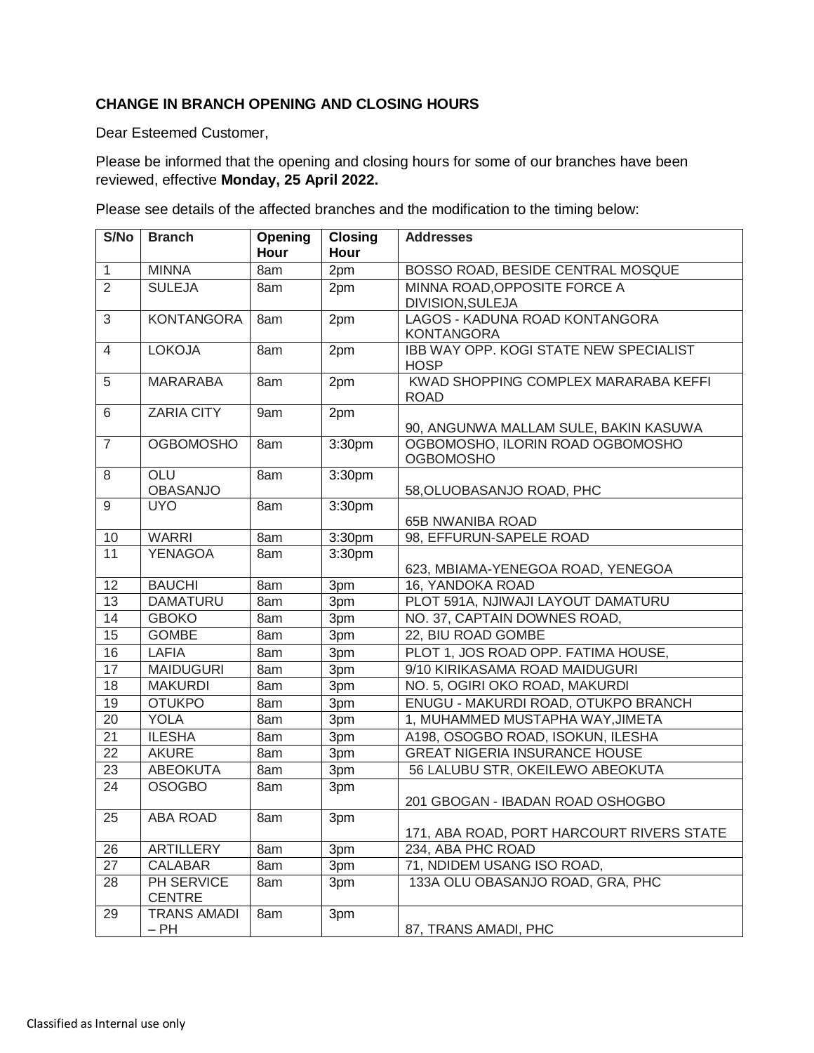**CHANGE IN BRANCH OPENING AND CLOSING HOURS**

Dear Esteemed Customer,

Please be informed that the opening and closing hours for some of our branches have been reviewed, effective **Monday, 25 April 2022.**

Please see details of the affected branches and the modification to the timing below:

| S/No | Branch | Opening Hour | Closing Hour | Addresses |
|---|---|---|---|---|
| 1 | MINNA | 8am | 2pm | BOSSO ROAD, BESIDE CENTRAL MOSQUE |
| 2 | SULEJA | 8am | 2pm | MINNA ROAD,OPPOSITE FORCE A DIVISION,SULEJA |
| 3 | KONTANGORA | 8am | 2pm | LAGOS - KADUNA ROAD KONTANGORA KONTANGORA |
| 4 | LOKOJA | 8am | 2pm | IBB WAY OPP. KOGI STATE NEW SPECIALIST HOSP |
| 5 | MARARABA | 8am | 2pm | KWAD SHOPPING COMPLEX MARARABA KEFFI ROAD |
| 6 | ZARIA CITY | 9am | 2pm | 90, ANGUNWA MALLAM SULE, BAKIN KASUWA |
| 7 | OGBOMOSHO | 8am | 3:30pm | OGBOMOSHO, ILORIN ROAD OGBOMOSHO OGBOMOSHO |
| 8 | OLU OBASANJO | 8am | 3:30pm | 58,OLUOBASANJO ROAD, PHC |
| 9 | UYO | 8am | 3:30pm | 65B NWANIBA ROAD |
| 10 | WARRI | 8am | 3:30pm | 98, EFFURUN-SAPELE ROAD |
| 11 | YENAGOA | 8am | 3:30pm | 623, MBIAMA-YENEGOA ROAD, YENEGOA |
| 12 | BAUCHI | 8am | 3pm | 16, YANDOKA ROAD |
| 13 | DAMATURU | 8am | 3pm | PLOT 591A, NJIWAJI LAYOUT DAMATURU |
| 14 | GBOKO | 8am | 3pm | NO. 37, CAPTAIN DOWNES ROAD, |
| 15 | GOMBE | 8am | 3pm | 22, BIU ROAD GOMBE |
| 16 | LAFIA | 8am | 3pm | PLOT 1, JOS ROAD OPP. FATIMA HOUSE, |
| 17 | MAIDUGURI | 8am | 3pm | 9/10 KIRIKASAMA ROAD MAIDUGURI |
| 18 | MAKURDI | 8am | 3pm | NO. 5, OGIRI OKO ROAD, MAKURDI |
| 19 | OTUKPO | 8am | 3pm | ENUGU - MAKURDI ROAD, OTUKPO BRANCH |
| 20 | YOLA | 8am | 3pm | 1, MUHAMMED MUSTAPHA WAY,JIMETA |
| 21 | ILESHA | 8am | 3pm | A198, OSOGBO ROAD, ISOKUN, ILESHA |
| 22 | AKURE | 8am | 3pm | GREAT NIGERIA INSURANCE HOUSE |
| 23 | ABEOKUTA | 8am | 3pm | 56 LALUBU STR, OKEILEWO ABEOKUTA |
| 24 | OSOGBO | 8am | 3pm | 201 GBOGAN - IBADAN ROAD OSHOGBO |
| 25 | ABA ROAD | 8am | 3pm | 171, ABA ROAD, PORT HARCOURT RIVERS STATE |
| 26 | ARTILLERY | 8am | 3pm | 234, ABA PHC ROAD |
| 27 | CALABAR | 8am | 3pm | 71, NDIDEM USANG ISO ROAD, |
| 28 | PH SERVICE CENTRE | 8am | 3pm | 133A OLU OBASANJO ROAD, GRA, PHC |
| 29 | TRANS AMADI – PH | 8am | 3pm | 87, TRANS AMADI, PHC |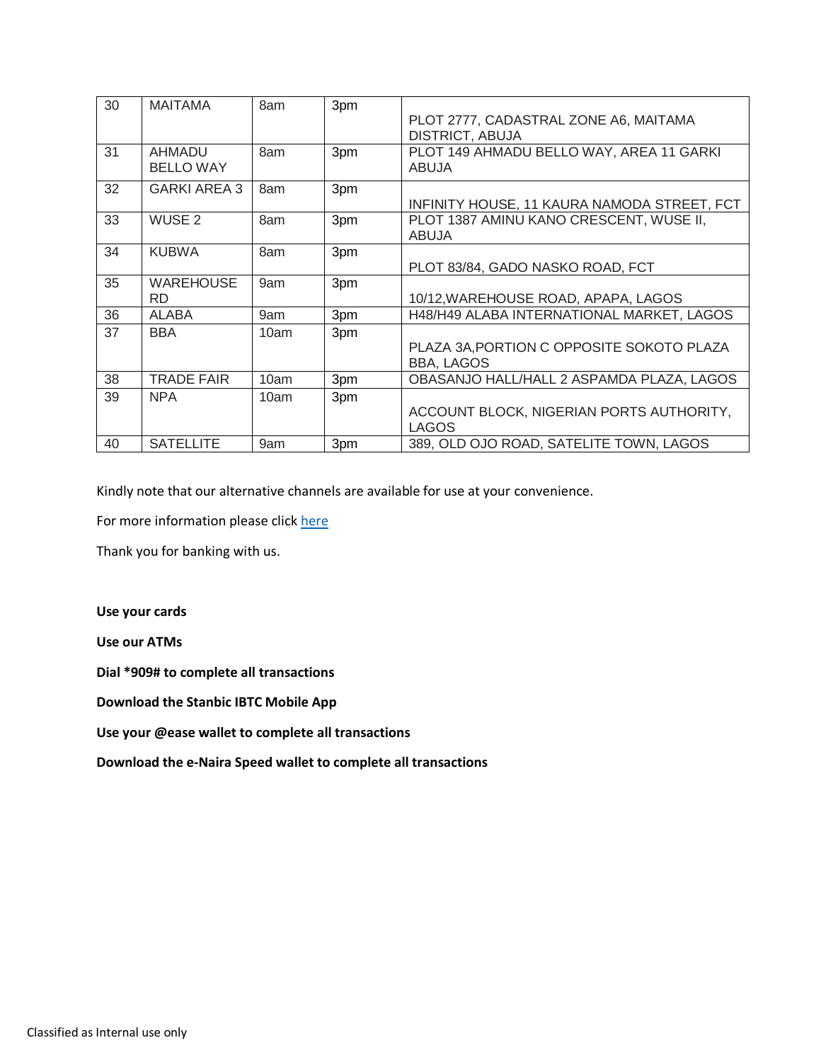| | | | | |
|---|---|---|---|---|
| 30 | MAITAMA | 8am | 3pm | PLOT 2777, CADASTRAL ZONE A6, MAITAMA DISTRICT, ABUJA |
| 31 | AHMADU BELLO WAY | 8am | 3pm | PLOT 149 AHMADU BELLO WAY, AREA 11 GARKI ABUJA |
| 32 | GARKI AREA 3 | 8am | 3pm | INFINITY HOUSE, 11 KAURA NAMODA STREET, FCT |
| 33 | WUSE 2 | 8am | 3pm | PLOT 1387 AMINU KANO CRESCENT, WUSE II, ABUJA |
| 34 | KUBWA | 8am | 3pm | PLOT 83/84, GADO NASKO ROAD, FCT |
| 35 | WAREHOUSE RD | 9am | 3pm | 10/12,WAREHOUSE ROAD, APAPA, LAGOS |
| 36 | ALABA | 9am | 3pm | H48/H49 ALABA INTERNATIONAL MARKET, LAGOS |
| 37 | BBA | 10am | 3pm | PLAZA 3A,PORTION C OPPOSITE SOKOTO PLAZA BBA, LAGOS |
| 38 | TRADE FAIR | 10am | 3pm | OBASANJO HALL/HALL 2 ASPAMDA PLAZA, LAGOS |
| 39 | NPA | 10am | 3pm | ACCOUNT BLOCK, NIGERIAN PORTS AUTHORITY, LAGOS |
| 40 | SATELLITE | 9am | 3pm | 389, OLD OJO ROAD, SATELITE TOWN, LAGOS |

Kindly note that our alternative channels are available for use at your convenience.

For more information please click here

Thank you for banking with us.

**Use your cards**

**Use our ATMs**

**Dial *909# to complete all transactions**

**Download the Stanbic IBTC Mobile App**

**Use your @ease wallet to complete all transactions**

**Download the e-Naira Speed wallet to complete all transactions**

Classified as Internal use only